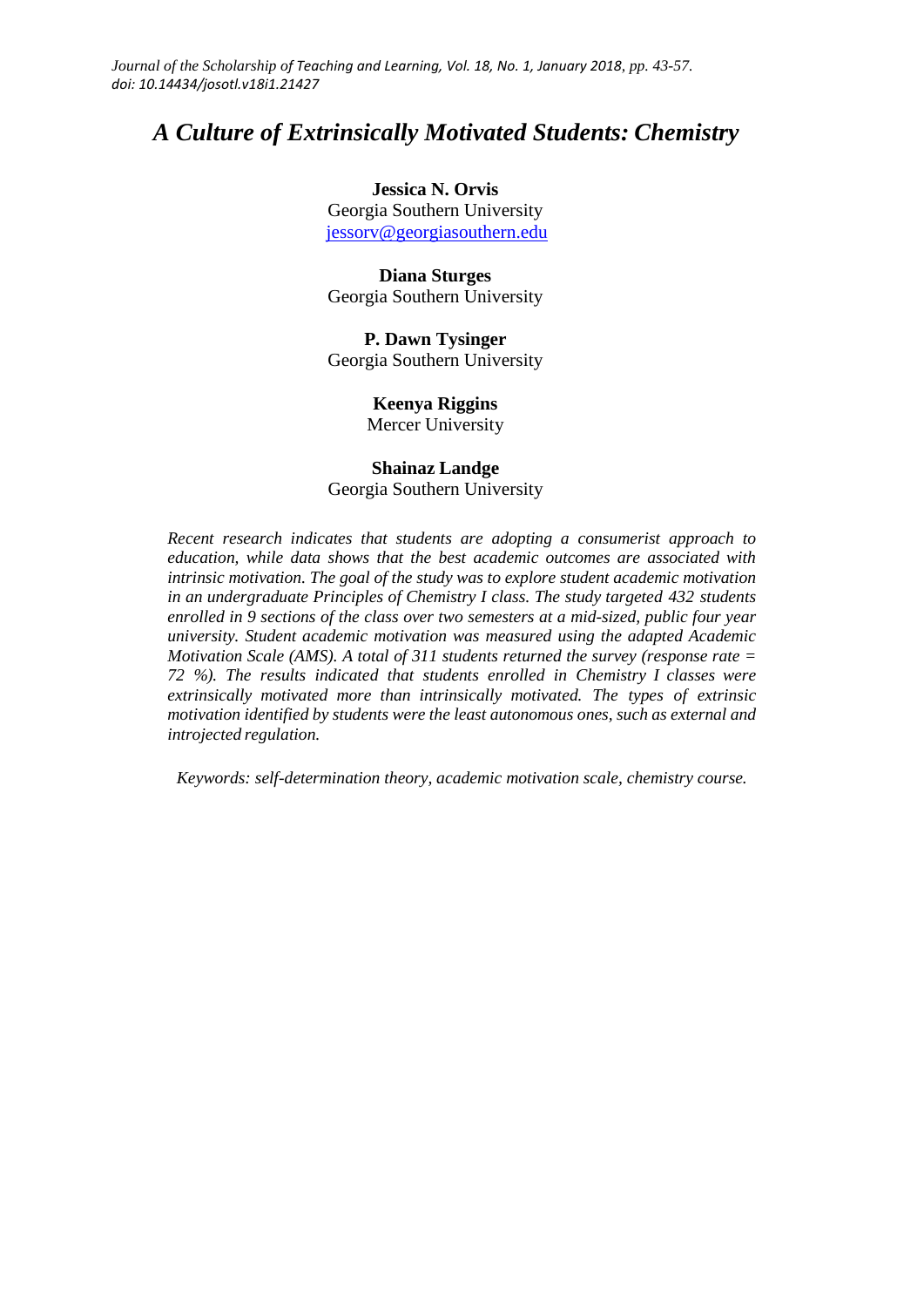# *A Culture of Extrinsically Motivated Students: Chemistry*

**Jessica N. Orvis**
Georgia Southern University
jessorv@georgiasouthern.edu

**Diana Sturges**
Georgia Southern University

**P. Dawn Tysinger**
Georgia Southern University

**Keenya Riggins**
Mercer University

**Shainaz Landge**
Georgia Southern University

*Recent research indicates that students are adopting a consumerist approach to education, while data shows that the best academic outcomes are associated with intrinsic motivation. The goal of the study was to explore student academic motivation in an undergraduate Principles of Chemistry I class. The study targeted 432 students enrolled in 9 sections of the class over two semesters at a mid-sized, public four year university. Student academic motivation was measured using the adapted Academic Motivation Scale (AMS). A total of 311 students returned the survey (response rate = 72 %). The results indicated that students enrolled in Chemistry I classes were extrinsically motivated more than intrinsically motivated. The types of extrinsic motivation identified by students were the least autonomous ones, such as external and introjected regulation.*

*Keywords: self-determination theory, academic motivation scale, chemistry course.*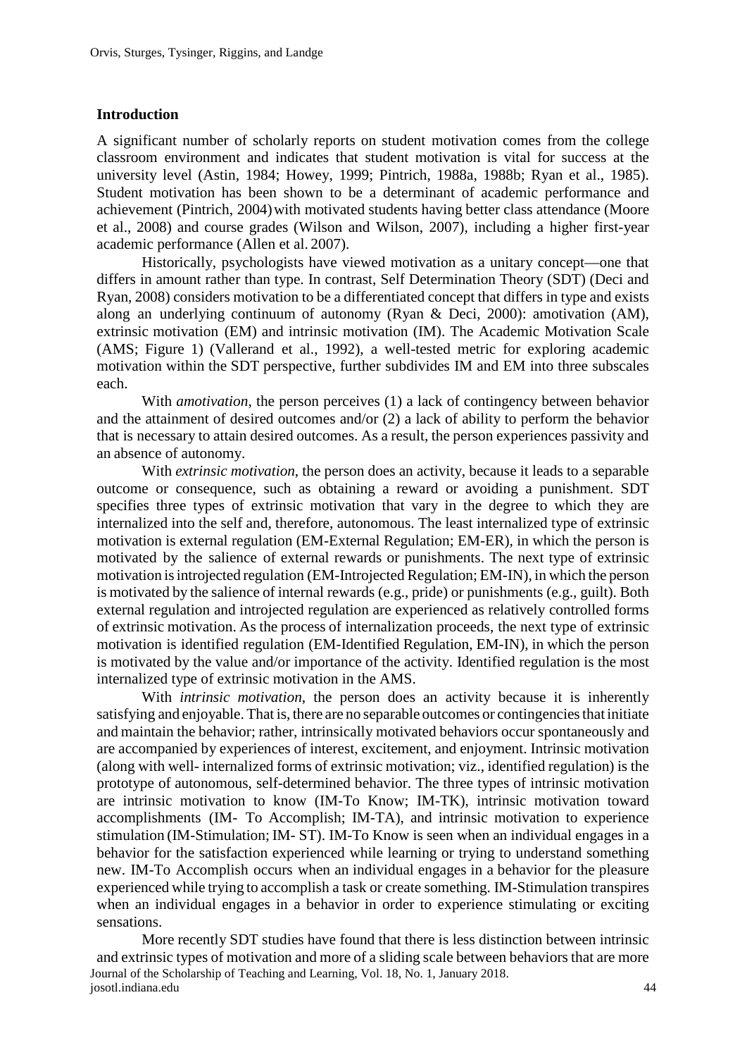## Introduction

A significant number of scholarly reports on student motivation comes from the college classroom environment and indicates that student motivation is vital for success at the university level (Astin, 1984; Howey, 1999; Pintrich, 1988a, 1988b; Ryan et al., 1985). Student motivation has been shown to be a determinant of academic performance and achievement (Pintrich, 2004) with motivated students having better class attendance (Moore et al., 2008) and course grades (Wilson and Wilson, 2007), including a higher first-year academic performance (Allen et al. 2007).

Historically, psychologists have viewed motivation as a unitary concept—one that differs in amount rather than type. In contrast, Self Determination Theory (SDT) (Deci and Ryan, 2008) considers motivation to be a differentiated concept that differs in type and exists along an underlying continuum of autonomy (Ryan & Deci, 2000): amotivation (AM), extrinsic motivation (EM) and intrinsic motivation (IM). The Academic Motivation Scale (AMS; Figure 1) (Vallerand et al., 1992), a well-tested metric for exploring academic motivation within the SDT perspective, further subdivides IM and EM into three subscales each.

With *amotivation*, the person perceives (1) a lack of contingency between behavior and the attainment of desired outcomes and/or (2) a lack of ability to perform the behavior that is necessary to attain desired outcomes. As a result, the person experiences passivity and an absence of autonomy.

With *extrinsic motivation*, the person does an activity, because it leads to a separable outcome or consequence, such as obtaining a reward or avoiding a punishment. SDT specifies three types of extrinsic motivation that vary in the degree to which they are internalized into the self and, therefore, autonomous. The least internalized type of extrinsic motivation is external regulation (EM-External Regulation; EM-ER), in which the person is motivated by the salience of external rewards or punishments. The next type of extrinsic motivation is introjected regulation (EM-Introjected Regulation; EM-IN), in which the person is motivated by the salience of internal rewards (e.g., pride) or punishments (e.g., guilt). Both external regulation and introjected regulation are experienced as relatively controlled forms of extrinsic motivation. As the process of internalization proceeds, the next type of extrinsic motivation is identified regulation (EM-Identified Regulation, EM-IN), in which the person is motivated by the value and/or importance of the activity. Identified regulation is the most internalized type of extrinsic motivation in the AMS.

With *intrinsic motivation*, the person does an activity because it is inherently satisfying and enjoyable. That is, there are no separable outcomes or contingencies that initiate and maintain the behavior; rather, intrinsically motivated behaviors occur spontaneously and are accompanied by experiences of interest, excitement, and enjoyment. Intrinsic motivation (along with well- internalized forms of extrinsic motivation; viz., identified regulation) is the prototype of autonomous, self-determined behavior. The three types of intrinsic motivation are intrinsic motivation to know (IM-To Know; IM-TK), intrinsic motivation toward accomplishments (IM- To Accomplish; IM-TA), and intrinsic motivation to experience stimulation (IM-Stimulation; IM- ST). IM-To Know is seen when an individual engages in a behavior for the satisfaction experienced while learning or trying to understand something new. IM-To Accomplish occurs when an individual engages in a behavior for the pleasure experienced while trying to accomplish a task or create something. IM-Stimulation transpires when an individual engages in a behavior in order to experience stimulating or exciting sensations.

More recently SDT studies have found that there is less distinction between intrinsic and extrinsic types of motivation and more of a sliding scale between behaviors that are more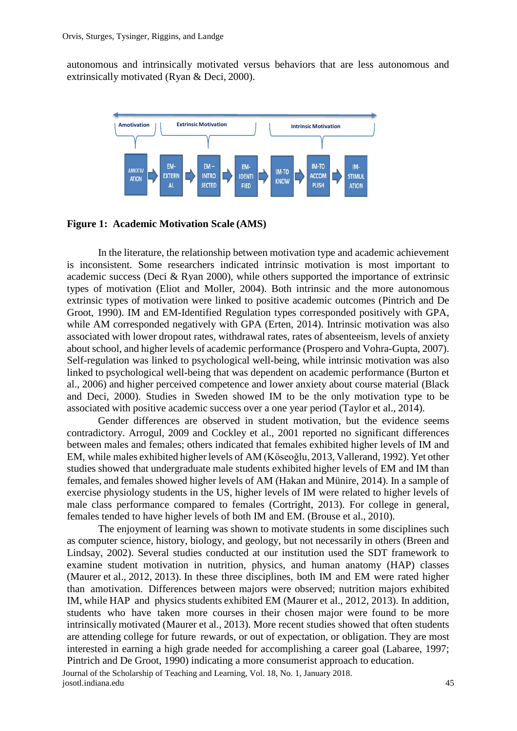autonomous and intrinsically motivated versus behaviors that are less autonomous and extrinsically motivated (Ryan & Deci, 2000).

**Figure 1: Academic Motivation Scale (AMS)**

In the literature, the relationship between motivation type and academic achievement is inconsistent. Some researchers indicated intrinsic motivation is most important to academic success (Deci & Ryan 2000), while others supported the importance of extrinsic types of motivation (Eliot and Moller, 2004). Both intrinsic and the more autonomous extrinsic types of motivation were linked to positive academic outcomes (Pintrich and De Groot, 1990). IM and EM-Identified Regulation types corresponded positively with GPA, while AM corresponded negatively with GPA (Erten, 2014). Intrinsic motivation was also associated with lower dropout rates, withdrawal rates, rates of absenteeism, levels of anxiety about school, and higher levels of academic performance (Prospero and Vohra-Gupta, 2007). Self-regulation was linked to psychological well-being, while intrinsic motivation was also linked to psychological well-being that was dependent on academic performance (Burton et al., 2006) and higher perceived competence and lower anxiety about course material (Black and Deci, 2000). Studies in Sweden showed IM to be the only motivation type to be associated with positive academic success over a one year period (Taylor et al., 2014).

Gender differences are observed in student motivation, but the evidence seems contradictory. Arrogul, 2009 and Cockley et al., 2001 reported no significant differences between males and females; others indicated that females exhibited higher levels of IM and EM, while males exhibited higher levels of AM (Köseoğlu, 2013, Vallerand, 1992). Yet other studies showed that undergraduate male students exhibited higher levels of EM and IM than females, and females showed higher levels of AM (Hakan and Münire, 2014). In a sample of exercise physiology students in the US, higher levels of IM were related to higher levels of male class performance compared to females (Cortright, 2013). For college in general, females tended to have higher levels of both IM and EM. (Brouse et al., 2010).

The enjoyment of learning was shown to motivate students in some disciplines such as computer science, history, biology, and geology, but not necessarily in others (Breen and Lindsay, 2002). Several studies conducted at our institution used the SDT framework to examine student motivation in nutrition, physics, and human anatomy (HAP) classes (Maurer et al., 2012, 2013). In these three disciplines, both IM and EM were rated higher than amotivation. Differences between majors were observed; nutrition majors exhibited IM, while HAP and physics students exhibited EM (Maurer et al., 2012, 2013). In addition, students who have taken more courses in their chosen major were found to be more intrinsically motivated (Maurer et al., 2013). More recent studies showed that often students are attending college for future rewards, or out of expectation, or obligation. They are most interested in earning a high grade needed for accomplishing a career goal (Labaree, 1997; Pintrich and De Groot, 1990) indicating a more consumerist approach to education.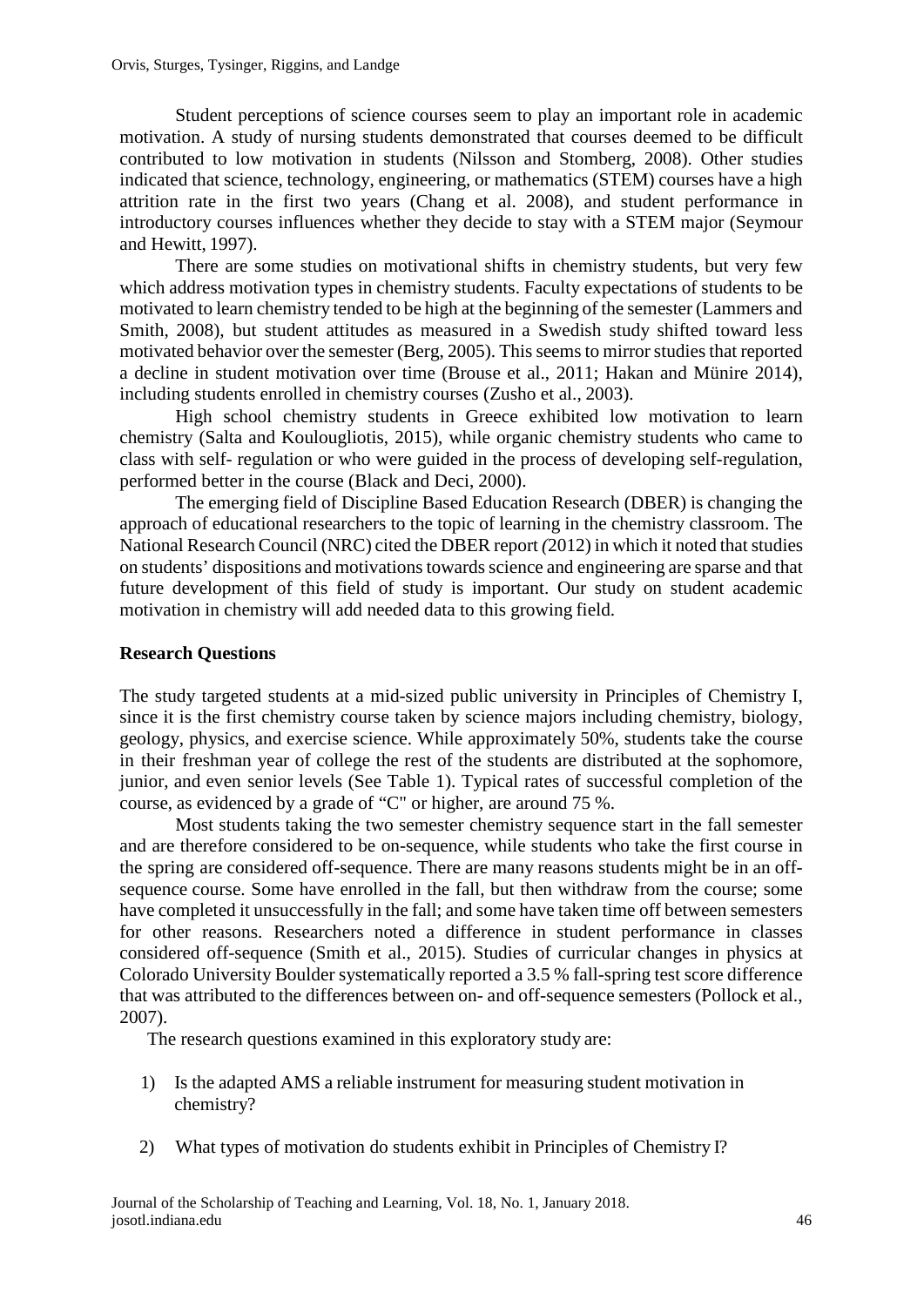Student perceptions of science courses seem to play an important role in academic motivation. A study of nursing students demonstrated that courses deemed to be difficult contributed to low motivation in students (Nilsson and Stomberg, 2008). Other studies indicated that science, technology, engineering, or mathematics (STEM) courses have a high attrition rate in the first two years (Chang et al. 2008), and student performance in introductory courses influences whether they decide to stay with a STEM major (Seymour and Hewitt, 1997).

There are some studies on motivational shifts in chemistry students, but very few which address motivation types in chemistry students. Faculty expectations of students to be motivated to learn chemistry tended to be high at the beginning of the semester (Lammers and Smith, 2008), but student attitudes as measured in a Swedish study shifted toward less motivated behavior over the semester (Berg, 2005). This seems to mirror studies that reported a decline in student motivation over time (Brouse et al., 2011; Hakan and Münire 2014), including students enrolled in chemistry courses (Zusho et al., 2003).

High school chemistry students in Greece exhibited low motivation to learn chemistry (Salta and Koulougliotis, 2015), while organic chemistry students who came to class with self- regulation or who were guided in the process of developing self-regulation, performed better in the course (Black and Deci, 2000).

The emerging field of Discipline Based Education Research (DBER) is changing the approach of educational researchers to the topic of learning in the chemistry classroom. The National Research Council (NRC) cited the DBER report *(*2012) in which it noted that studies on students' dispositions and motivations towards science and engineering are sparse and that future development of this field of study is important. Our study on student academic motivation in chemistry will add needed data to this growing field.

**Research Questions**

The study targeted students at a mid-sized public university in Principles of Chemistry I, since it is the first chemistry course taken by science majors including chemistry, biology, geology, physics, and exercise science. While approximately 50%, students take the course in their freshman year of college the rest of the students are distributed at the sophomore, junior, and even senior levels (See Table 1). Typical rates of successful completion of the course, as evidenced by a grade of "C" or higher, are around 75 %.

Most students taking the two semester chemistry sequence start in the fall semester and are therefore considered to be on-sequence, while students who take the first course in the spring are considered off-sequence. There are many reasons students might be in an off-sequence course. Some have enrolled in the fall, but then withdraw from the course; some have completed it unsuccessfully in the fall; and some have taken time off between semesters for other reasons. Researchers noted a difference in student performance in classes considered off-sequence (Smith et al., 2015). Studies of curricular changes in physics at Colorado University Boulder systematically reported a 3.5 % fall-spring test score difference that was attributed to the differences between on- and off-sequence semesters (Pollock et al., 2007).

The research questions examined in this exploratory study are:

1) Is the adapted AMS a reliable instrument for measuring student motivation in chemistry?

2) What types of motivation do students exhibit in Principles of Chemistry I?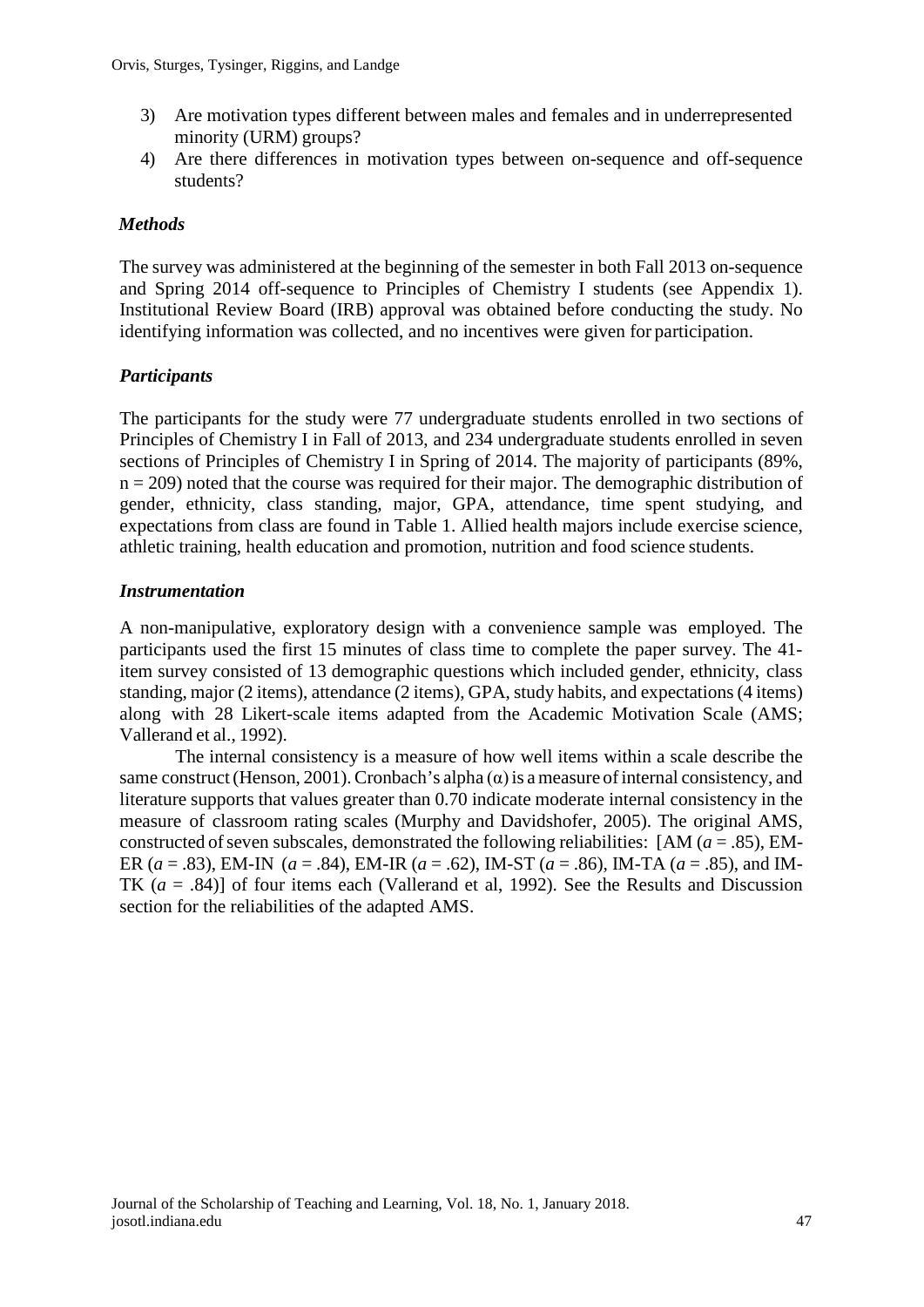3) Are motivation types different between males and females and in underrepresented minority (URM) groups?
4) Are there differences in motivation types between on-sequence and off-sequence students?

### *Methods*

The survey was administered at the beginning of the semester in both Fall 2013 on-sequence and Spring 2014 off-sequence to Principles of Chemistry I students (see Appendix 1). Institutional Review Board (IRB) approval was obtained before conducting the study. No identifying information was collected, and no incentives were given for participation.

### *Participants*

The participants for the study were 77 undergraduate students enrolled in two sections of Principles of Chemistry I in Fall of 2013, and 234 undergraduate students enrolled in seven sections of Principles of Chemistry I in Spring of 2014. The majority of participants (89%, $n = 209$) noted that the course was required for their major. The demographic distribution of gender, ethnicity, class standing, major, GPA, attendance, time spent studying, and expectations from class are found in Table 1. Allied health majors include exercise science, athletic training, health education and promotion, nutrition and food science students.

### *Instrumentation*

A non-manipulative, exploratory design with a convenience sample was employed. The participants used the first 15 minutes of class time to complete the paper survey. The 41-item survey consisted of 13 demographic questions which included gender, ethnicity, class standing, major (2 items), attendance (2 items), GPA, study habits, and expectations (4 items) along with 28 Likert-scale items adapted from the Academic Motivation Scale (AMS; Vallerand et al., 1992).

The internal consistency is a measure of how well items within a scale describe the same construct (Henson, 2001). Cronbach's alpha ($\alpha$) is a measure of internal consistency, and literature supports that values greater than 0.70 indicate moderate internal consistency in the measure of classroom rating scales (Murphy and Davidshofer, 2005). The original AMS, constructed of seven subscales, demonstrated the following reliabilities: [AM ($a = .85$), EM-ER ($a = .83$), EM-IN ($a = .84$), EM-IR ($a = .62$), IM-ST ($a = .86$), IM-TA ($a = .85$), and IM-TK ($a = .84$)] of four items each (Vallerand et al, 1992). See the Results and Discussion section for the reliabilities of the adapted AMS.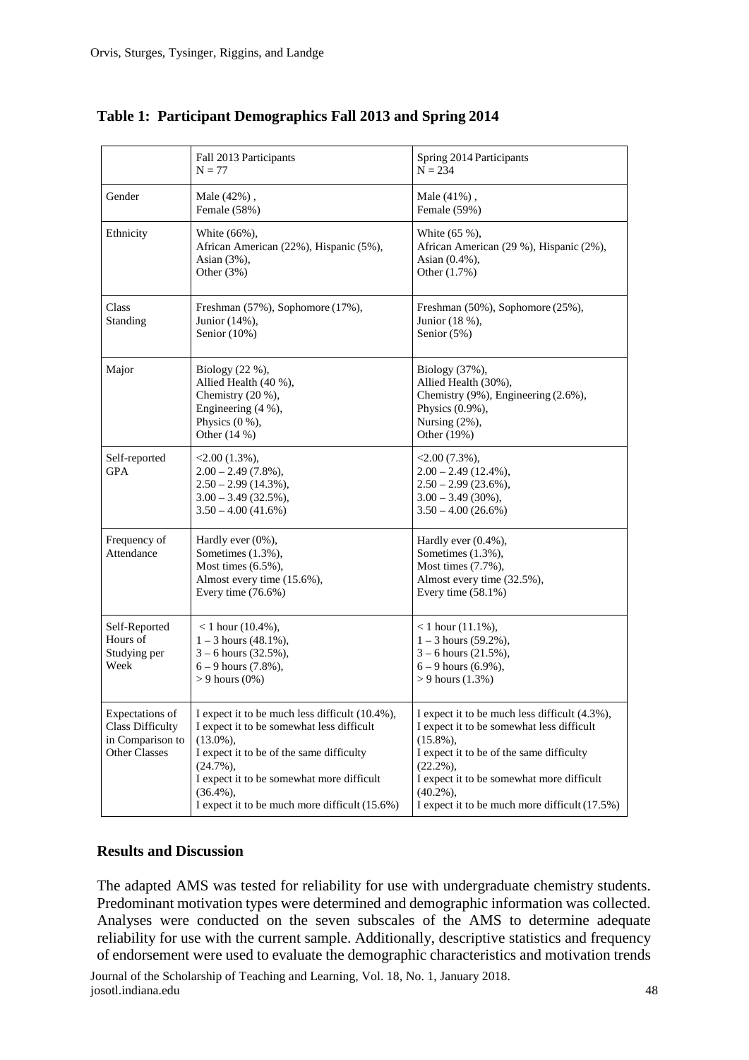**Table 1: Participant Demographics Fall 2013 and Spring 2014**

| | Fall 2013 Participants N = 77 | Spring 2014 Participants N = 234 |
|---|---|---|
| Gender | Male (42%), Female (58%) | Male (41%), Female (59%) |
| Ethnicity | White (66%), African American (22%), Hispanic (5%), Asian (3%), Other (3%) | White (65 %), African American (29 %), Hispanic (2%), Asian (0.4%), Other (1.7%) |
| Class Standing | Freshman (57%), Sophomore (17%), Junior (14%), Senior (10%) | Freshman (50%), Sophomore (25%), Junior (18 %), Senior (5%) |
| Major | Biology (22 %), Allied Health (40 %), Chemistry (20 %), Engineering (4 %), Physics (0 %), Other (14 %) | Biology (37%), Allied Health (30%), Chemistry (9%), Engineering (2.6%), Physics (0.9%), Nursing (2%), Other (19%) |
| Self-reported GPA | <2.00 (1.3%), 2.00 – 2.49 (7.8%), 2.50 – 2.99 (14.3%), 3.00 – 3.49 (32.5%), 3.50 – 4.00 (41.6%) | <2.00 (7.3%), 2.00 – 2.49 (12.4%), 2.50 – 2.99 (23.6%), 3.00 – 3.49 (30%), 3.50 – 4.00 (26.6%) |
| Frequency of Attendance | Hardly ever (0%), Sometimes (1.3%), Most times (6.5%), Almost every time (15.6%), Every time (76.6%) | Hardly ever (0.4%), Sometimes (1.3%), Most times (7.7%), Almost every time (32.5%), Every time (58.1%) |
| Self-Reported Hours of Studying per Week | < 1 hour (10.4%), 1 – 3 hours (48.1%), 3 – 6 hours (32.5%), 6 – 9 hours (7.8%), > 9 hours (0%) | < 1 hour (11.1%), 1 – 3 hours (59.2%), 3 – 6 hours (21.5%), 6 – 9 hours (6.9%), > 9 hours (1.3%) |
| Expectations of Class Difficulty in Comparison to Other Classes | I expect it to be much less difficult (10.4%), I expect it to be somewhat less difficult (13.0%), I expect it to be of the same difficulty (24.7%), I expect it to be somewhat more difficult (36.4%), I expect it to be much more difficult (15.6%) | I expect it to be much less difficult (4.3%), I expect it to be somewhat less difficult (15.8%), I expect it to be of the same difficulty (22.2%), I expect it to be somewhat more difficult (40.2%), I expect it to be much more difficult (17.5%) |

## Results and Discussion

The adapted AMS was tested for reliability for use with undergraduate chemistry students. Predominant motivation types were determined and demographic information was collected. Analyses were conducted on the seven subscales of the AMS to determine adequate reliability for use with the current sample. Additionally, descriptive statistics and frequency of endorsement were used to evaluate the demographic characteristics and motivation trends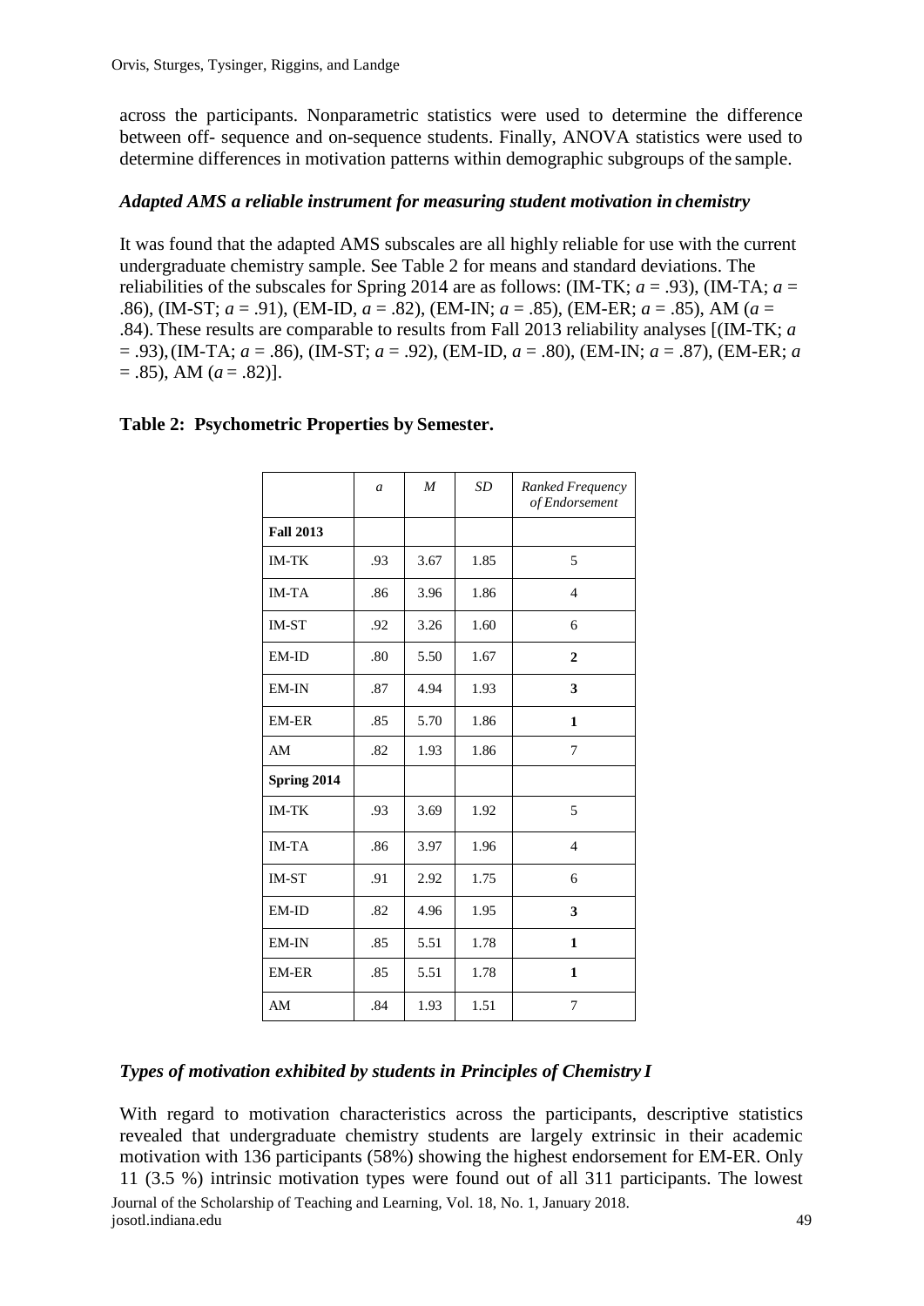across the participants. Nonparametric statistics were used to determine the difference between off- sequence and on-sequence students. Finally, ANOVA statistics were used to determine differences in motivation patterns within demographic subgroups of the sample.

### *Adapted AMS a reliable instrument for measuring student motivation in chemistry*

It was found that the adapted AMS subscales are all highly reliable for use with the current undergraduate chemistry sample. See Table 2 for means and standard deviations. The reliabilities of the subscales for Spring 2014 are as follows: (IM-TK; $a$ = .93), (IM-TA; $a$ = .86), (IM-ST; $a$ = .91), (EM-ID, $a$ = .82), (EM-IN; $a$ = .85), (EM-ER; $a$ = .85), AM ($a$ = .84). These results are comparable to results from Fall 2013 reliability analyses [(IM-TK; $a$ = .93), (IM-TA; $a$ = .86), (IM-ST; $a$ = .92), (EM-ID, $a$ = .80), (EM-IN; $a$ = .87), (EM-ER; $a$ = .85), AM ($a$ = .82)].

**Table 2: Psychometric Properties by Semester.**

| | *a* | *M* | *SD* | *Ranked Frequency of Endorsement* |
|---|---|---|---|---|
| **Fall 2013** | | | | |
| IM-TK | .93 | 3.67 | 1.85 | 5 |
| IM-TA | .86 | 3.96 | 1.86 | 4 |
| IM-ST | .92 | 3.26 | 1.60 | 6 |
| EM-ID | .80 | 5.50 | 1.67 | **2** |
| EM-IN | .87 | 4.94 | 1.93 | **3** |
| EM-ER | .85 | 5.70 | 1.86 | **1** |
| AM | .82 | 1.93 | 1.86 | 7 |
| **Spring 2014** | | | | |
| IM-TK | .93 | 3.69 | 1.92 | 5 |
| IM-TA | .86 | 3.97 | 1.96 | 4 |
| IM-ST | .91 | 2.92 | 1.75 | 6 |
| EM-ID | .82 | 4.96 | 1.95 | **3** |
| EM-IN | .85 | 5.51 | 1.78 | **1** |
| EM-ER | .85 | 5.51 | 1.78 | **1** |
| AM | .84 | 1.93 | 1.51 | 7 |

### *Types of motivation exhibited by students in Principles of Chemistry I*

With regard to motivation characteristics across the participants, descriptive statistics revealed that undergraduate chemistry students are largely extrinsic in their academic motivation with 136 participants (58%) showing the highest endorsement for EM-ER. Only 11 (3.5 %) intrinsic motivation types were found out of all 311 participants. The lowest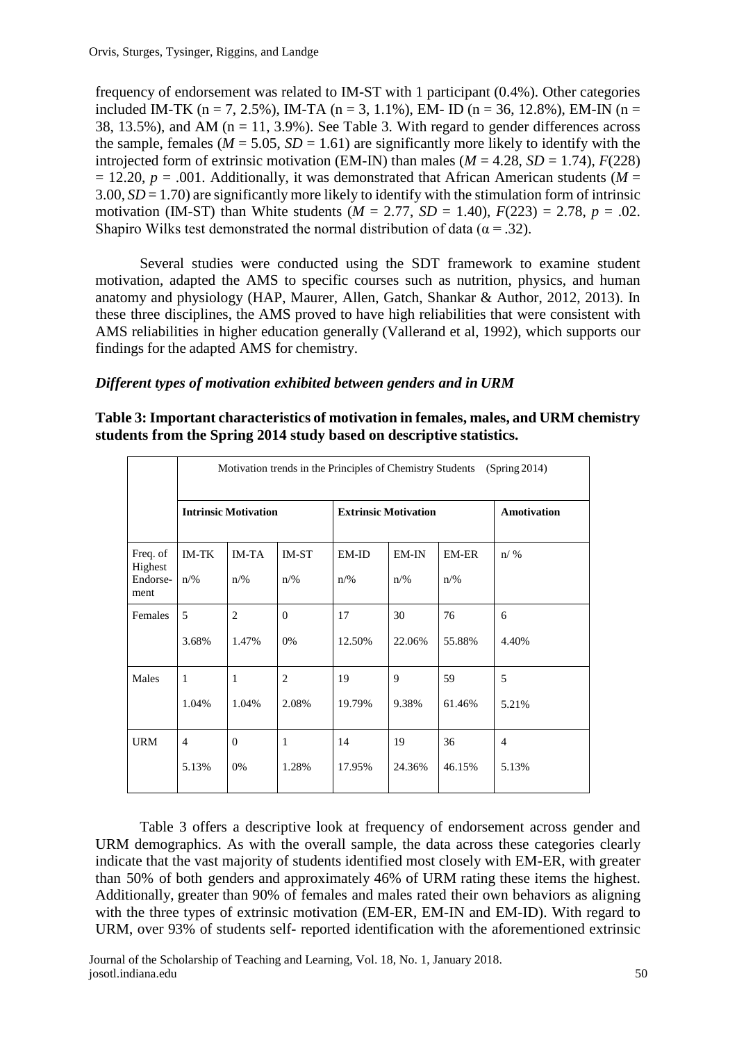frequency of endorsement was related to IM-ST with 1 participant (0.4%). Other categories included IM-TK (n = 7, 2.5%), IM-TA (n = 3, 1.1%), EM- ID (n = 36, 12.8%), EM-IN (n = 38, 13.5%), and AM (n = 11, 3.9%). See Table 3. With regard to gender differences across the sample, females ($M$ = 5.05, $SD$ = 1.61) are significantly more likely to identify with the introjected form of extrinsic motivation (EM-IN) than males ($M$ = 4.28, $SD$ = 1.74), $F(228) = 12.20$, $p$ = .001. Additionally, it was demonstrated that African American students ($M$ = 3.00, $SD$ = 1.70) are significantly more likely to identify with the stimulation form of intrinsic motivation (IM-ST) than White students ($M$ = 2.77, $SD$ = 1.40), $F(223) = 2.78$, $p$ = .02. Shapiro Wilks test demonstrated the normal distribution of data ($\alpha$ = .32).

Several studies were conducted using the SDT framework to examine student motivation, adapted the AMS to specific courses such as nutrition, physics, and human anatomy and physiology (HAP, Maurer, Allen, Gatch, Shankar & Author, 2012, 2013). In these three disciplines, the AMS proved to have high reliabilities that were consistent with AMS reliabilities in higher education generally (Vallerand et al, 1992), which supports our findings for the adapted AMS for chemistry.

### *Different types of motivation exhibited between genders and in URM*

**Table 3: Important characteristics of motivation in females, males, and URM chemistry students from the Spring 2014 study based on descriptive statistics.**

| | Motivation trends in the Principles of Chemistry Students (Spring 2014) | | | | | | |
|---|---|---|---|---|---|---|---|
| | **Intrinsic Motivation** | | | **Extrinsic Motivation** | | | **Amotivation** |
| Freq. of Highest Endorse-ment | IM-TK n/% | IM-TA n/% | IM-ST n/% | EM-ID n/% | EM-IN n/% | EM-ER n/% | n/ % |
| Females | 5 3.68% | 2 1.47% | 0 0% | 17 12.50% | 30 22.06% | 76 55.88% | 6 4.40% |
| Males | 1 1.04% | 1 1.04% | 2 2.08% | 19 19.79% | 9 9.38% | 59 61.46% | 5 5.21% |
| URM | 4 5.13% | 0 0% | 1 1.28% | 14 17.95% | 19 24.36% | 36 46.15% | 4 5.13% |

Table 3 offers a descriptive look at frequency of endorsement across gender and URM demographics. As with the overall sample, the data across these categories clearly indicate that the vast majority of students identified most closely with EM-ER, with greater than 50% of both genders and approximately 46% of URM rating these items the highest. Additionally, greater than 90% of females and males rated their own behaviors as aligning with the three types of extrinsic motivation (EM-ER, EM-IN and EM-ID). With regard to URM, over 93% of students self- reported identification with the aforementioned extrinsic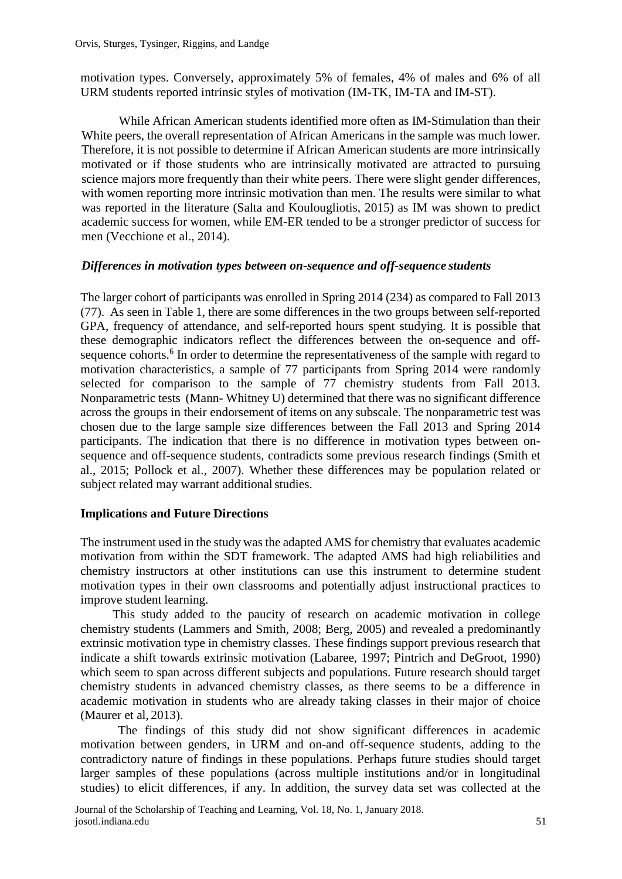motivation types. Conversely, approximately 5% of females, 4% of males and 6% of all URM students reported intrinsic styles of motivation (IM-TK, IM-TA and IM-ST).

While African American students identified more often as IM-Stimulation than their White peers, the overall representation of African Americans in the sample was much lower. Therefore, it is not possible to determine if African American students are more intrinsically motivated or if those students who are intrinsically motivated are attracted to pursuing science majors more frequently than their white peers. There were slight gender differences, with women reporting more intrinsic motivation than men. The results were similar to what was reported in the literature (Salta and Koulougliotis, 2015) as IM was shown to predict academic success for women, while EM-ER tended to be a stronger predictor of success for men (Vecchione et al., 2014).

### *Differences in motivation types between on-sequence and off-sequence students*

The larger cohort of participants was enrolled in Spring 2014 (234) as compared to Fall 2013 (77). As seen in Table 1, there are some differences in the two groups between self-reported GPA, frequency of attendance, and self-reported hours spent studying. It is possible that these demographic indicators reflect the differences between the on-sequence and off-sequence cohorts.[6] In order to determine the representativeness of the sample with regard to motivation characteristics, a sample of 77 participants from Spring 2014 were randomly selected for comparison to the sample of 77 chemistry students from Fall 2013. Nonparametric tests (Mann- Whitney U) determined that there was no significant difference across the groups in their endorsement of items on any subscale. The nonparametric test was chosen due to the large sample size differences between the Fall 2013 and Spring 2014 participants. The indication that there is no difference in motivation types between on-sequence and off-sequence students, contradicts some previous research findings (Smith et al., 2015; Pollock et al., 2007). Whether these differences may be population related or subject related may warrant additional studies.

## Implications and Future Directions

The instrument used in the study was the adapted AMS for chemistry that evaluates academic motivation from within the SDT framework. The adapted AMS had high reliabilities and chemistry instructors at other institutions can use this instrument to determine student motivation types in their own classrooms and potentially adjust instructional practices to improve student learning.

This study added to the paucity of research on academic motivation in college chemistry students (Lammers and Smith, 2008; Berg, 2005) and revealed a predominantly extrinsic motivation type in chemistry classes. These findings support previous research that indicate a shift towards extrinsic motivation (Labaree, 1997; Pintrich and DeGroot, 1990) which seem to span across different subjects and populations. Future research should target chemistry students in advanced chemistry classes, as there seems to be a difference in academic motivation in students who are already taking classes in their major of choice (Maurer et al, 2013).

The findings of this study did not show significant differences in academic motivation between genders, in URM and on-and off-sequence students, adding to the contradictory nature of findings in these populations. Perhaps future studies should target larger samples of these populations (across multiple institutions and/or in longitudinal studies) to elicit differences, if any. In addition, the survey data set was collected at the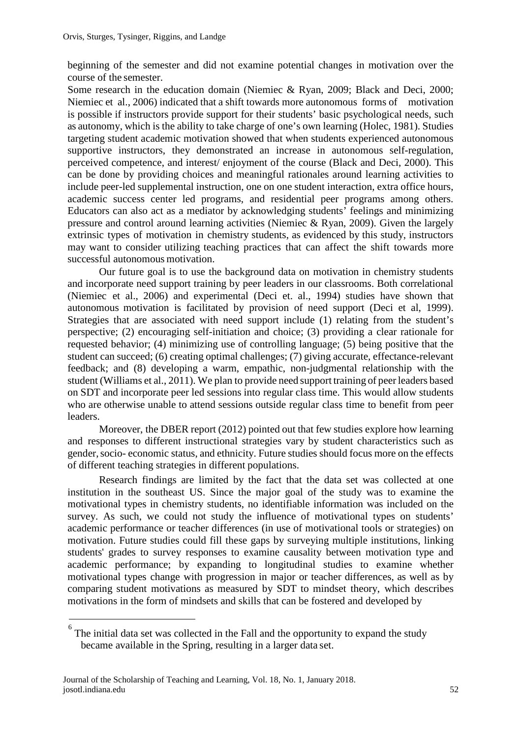beginning of the semester and did not examine potential changes in motivation over the course of the semester.

Some research in the education domain (Niemiec & Ryan, 2009; Black and Deci, 2000; Niemiec et al., 2006) indicated that a shift towards more autonomous forms of motivation is possible if instructors provide support for their students' basic psychological needs, such as autonomy, which is the ability to take charge of one's own learning (Holec, 1981). Studies targeting student academic motivation showed that when students experienced autonomous supportive instructors, they demonstrated an increase in autonomous self-regulation, perceived competence, and interest/ enjoyment of the course (Black and Deci, 2000). This can be done by providing choices and meaningful rationales around learning activities to include peer-led supplemental instruction, one on one student interaction, extra office hours, academic success center led programs, and residential peer programs among others. Educators can also act as a mediator by acknowledging students' feelings and minimizing pressure and control around learning activities (Niemiec & Ryan, 2009). Given the largely extrinsic types of motivation in chemistry students, as evidenced by this study, instructors may want to consider utilizing teaching practices that can affect the shift towards more successful autonomous motivation.

Our future goal is to use the background data on motivation in chemistry students and incorporate need support training by peer leaders in our classrooms. Both correlational (Niemiec et al., 2006) and experimental (Deci et. al., 1994) studies have shown that autonomous motivation is facilitated by provision of need support (Deci et al, 1999). Strategies that are associated with need support include (1) relating from the student's perspective; (2) encouraging self-initiation and choice; (3) providing a clear rationale for requested behavior; (4) minimizing use of controlling language; (5) being positive that the student can succeed; (6) creating optimal challenges; (7) giving accurate, effectance-relevant feedback; and (8) developing a warm, empathic, non-judgmental relationship with the student (Williams et al., 2011). We plan to provide need support training of peer leaders based on SDT and incorporate peer led sessions into regular class time. This would allow students who are otherwise unable to attend sessions outside regular class time to benefit from peer leaders.

Moreover, the DBER report (2012) pointed out that few studies explore how learning and responses to different instructional strategies vary by student characteristics such as gender, socio- economic status, and ethnicity. Future studies should focus more on the effects of different teaching strategies in different populations.

Research findings are limited by the fact that the data set was collected at one institution in the southeast US. Since the major goal of the study was to examine the motivational types in chemistry students, no identifiable information was included on the survey. As such, we could not study the influence of motivational types on students' academic performance or teacher differences (in use of motivational tools or strategies) on motivation. Future studies could fill these gaps by surveying multiple institutions, linking students' grades to survey responses to examine causality between motivation type and academic performance; by expanding to longitudinal studies to examine whether motivational types change with progression in major or teacher differences, as well as by comparing student motivations as measured by SDT to mindset theory, which describes motivations in the form of mindsets and skills that can be fostered and developed by

---

[6] The initial data set was collected in the Fall and the opportunity to expand the study became available in the Spring, resulting in a larger data set.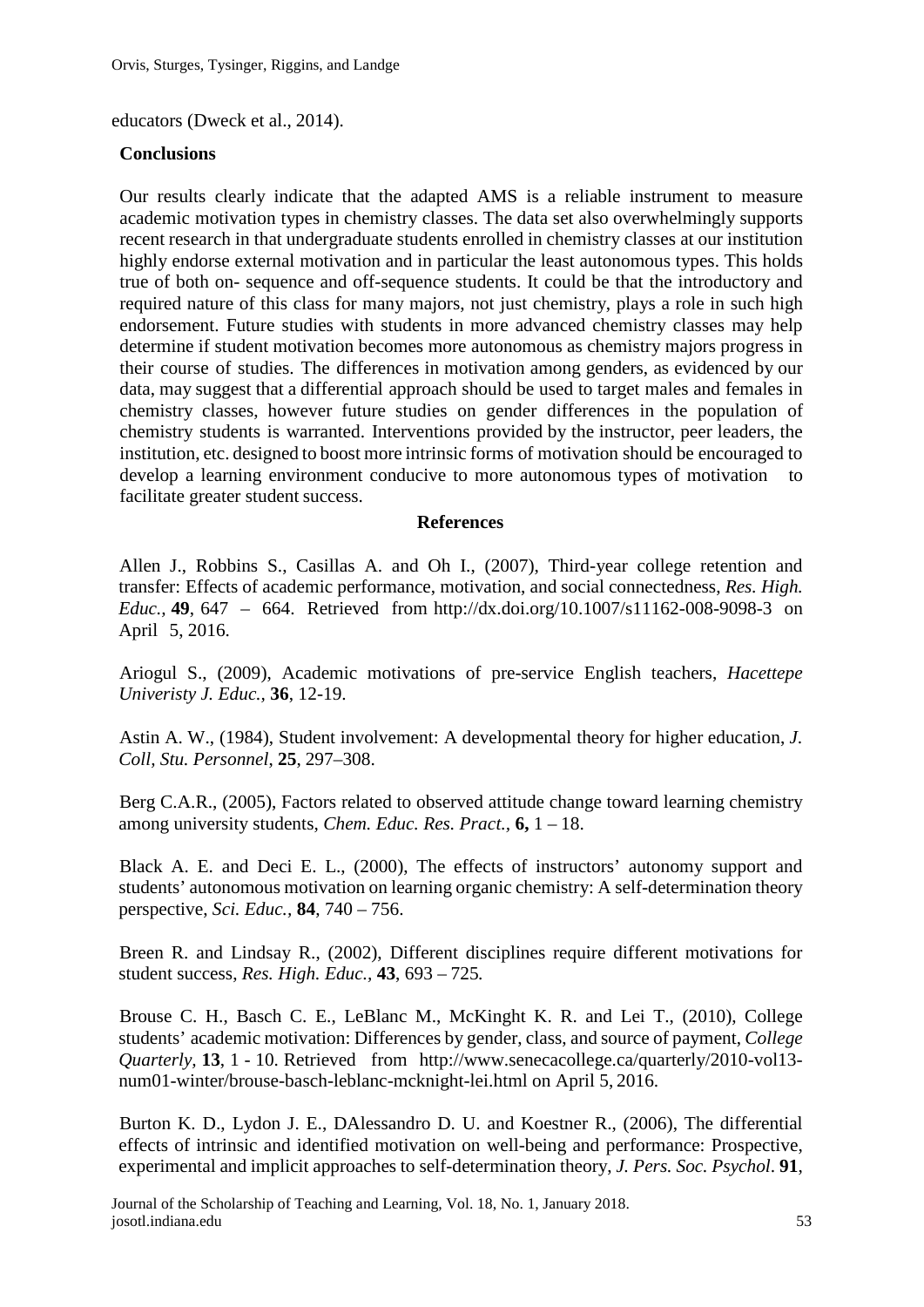educators (Dweck et al., 2014).

## Conclusions

Our results clearly indicate that the adapted AMS is a reliable instrument to measure academic motivation types in chemistry classes. The data set also overwhelmingly supports recent research in that undergraduate students enrolled in chemistry classes at our institution highly endorse external motivation and in particular the least autonomous types. This holds true of both on- sequence and off-sequence students. It could be that the introductory and required nature of this class for many majors, not just chemistry, plays a role in such high endorsement. Future studies with students in more advanced chemistry classes may help determine if student motivation becomes more autonomous as chemistry majors progress in their course of studies. The differences in motivation among genders, as evidenced by our data, may suggest that a differential approach should be used to target males and females in chemistry classes, however future studies on gender differences in the population of chemistry students is warranted. Interventions provided by the instructor, peer leaders, the institution, etc. designed to boost more intrinsic forms of motivation should be encouraged to develop a learning environment conducive to more autonomous types of motivation to facilitate greater student success.

## References

Allen J., Robbins S., Casillas A. and Oh I., (2007), Third-year college retention and transfer: Effects of academic performance, motivation, and social connectedness, *Res. High. Educ.,* **49**, 647 – 664. Retrieved from http://dx.doi.org/10.1007/s11162-008-9098-3 on April 5, 2016.

Ariogul S., (2009), Academic motivations of pre-service English teachers, *Hacettepe Univeristy J. Educ.,* **36**, 12-19.

Astin A. W., (1984), Student involvement: A developmental theory for higher education, *J. Coll, Stu. Personnel*, **25**, 297–308.

Berg C.A.R., (2005), Factors related to observed attitude change toward learning chemistry among university students, *Chem. Educ. Res. Pract.,* **6,** 1 – 18.

Black A. E. and Deci E. L., (2000), The effects of instructors' autonomy support and students' autonomous motivation on learning organic chemistry: A self-determination theory perspective, *Sci. Educ.*, **84**, 740 – 756.

Breen R. and Lindsay R., (2002), Different disciplines require different motivations for student success, *Res. High. Educ.,* **43**, 693 – 725*.*

Brouse C. H., Basch C. E., LeBlanc M., McKinght K. R. and Lei T., (2010), College students' academic motivation: Differences by gender, class, and source of payment, *College Quarterly*, **13**, 1 - 10. Retrieved from http://www.senecacollege.ca/quarterly/2010-vol13-num01-winter/brouse-basch-leblanc-mcknight-lei.html on April 5, 2016.

Burton K. D., Lydon J. E., DAlessandro D. U. and Koestner R., (2006), The differential effects of intrinsic and identified motivation on well-being and performance: Prospective, experimental and implicit approaches to self-determination theory, *J. Pers. Soc. Psychol*. **91**,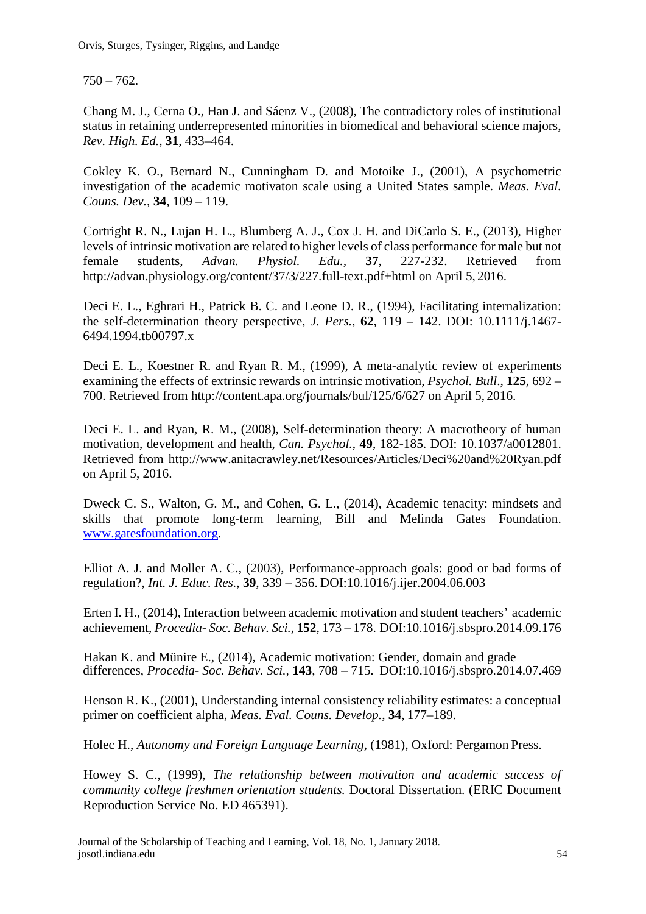750 – 762.

Chang M. J., Cerna O., Han J. and Sáenz V., (2008), The contradictory roles of institutional status in retaining underrepresented minorities in biomedical and behavioral science majors, *Rev. High. Ed.*, **31**, 433–464.

Cokley K. O., Bernard N., Cunningham D. and Motoike J., (2001), A psychometric investigation of the academic motivaton scale using a United States sample. *Meas. Eval. Couns. Dev.*, **34**, 109 – 119.

Cortright R. N., Lujan H. L., Blumberg A. J., Cox J. H. and DiCarlo S. E., (2013), Higher levels of intrinsic motivation are related to higher levels of class performance for male but not female students, *Advan. Physiol. Edu.*, **37**, 227-232. Retrieved from http://advan.physiology.org/content/37/3/227.full-text.pdf+html on April 5, 2016.

Deci E. L., Eghrari H., Patrick B. C. and Leone D. R., (1994), Facilitating internalization: the self-determination theory perspective, *J. Pers.*, **62**, 119 – 142. DOI: 10.1111/j.1467-6494.1994.tb00797.x

Deci E. L., Koestner R. and Ryan R. M., (1999), A meta-analytic review of experiments examining the effects of extrinsic rewards on intrinsic motivation, *Psychol. Bull*., **125**, 692 – 700. Retrieved from http://content.apa.org/journals/bul/125/6/627 on April 5, 2016.

Deci E. L. and Ryan, R. M., (2008), Self-determination theory: A macrotheory of human motivation, development and health, *Can. Psychol.*, **49**, 182-185. DOI: 10.1037/a0012801. Retrieved from http://www.anitacrawley.net/Resources/Articles/Deci%20and%20Ryan.pdf on April 5, 2016.

Dweck C. S., Walton, G. M., and Cohen, G. L., (2014), Academic tenacity: mindsets and skills that promote long-term learning, Bill and Melinda Gates Foundation. www.gatesfoundation.org.

Elliot A. J. and Moller A. C., (2003), Performance-approach goals: good or bad forms of regulation?, *Int. J. Educ. Res.*, **39**, 339 – 356. DOI:10.1016/j.ijer.2004.06.003

Erten I. H., (2014), Interaction between academic motivation and student teachers' academic achievement, *Procedia- Soc. Behav. Sci.*, **152**, 173 – 178. DOI:10.1016/j.sbspro.2014.09.176

Hakan K. and Münire E., (2014), Academic motivation: Gender, domain and grade differences, *Procedia- Soc. Behav. Sci.*, **143**, 708 – 715. DOI:10.1016/j.sbspro.2014.07.469

Henson R. K., (2001), Understanding internal consistency reliability estimates: a conceptual primer on coefficient alpha, *Meas. Eval. Couns. Develop.*, **34**, 177–189.

Holec H., *Autonomy and Foreign Language Learning*, (1981), Oxford: Pergamon Press.

Howey S. C., (1999), *The relationship between motivation and academic success of community college freshmen orientation students.* Doctoral Dissertation. (ERIC Document Reproduction Service No. ED 465391).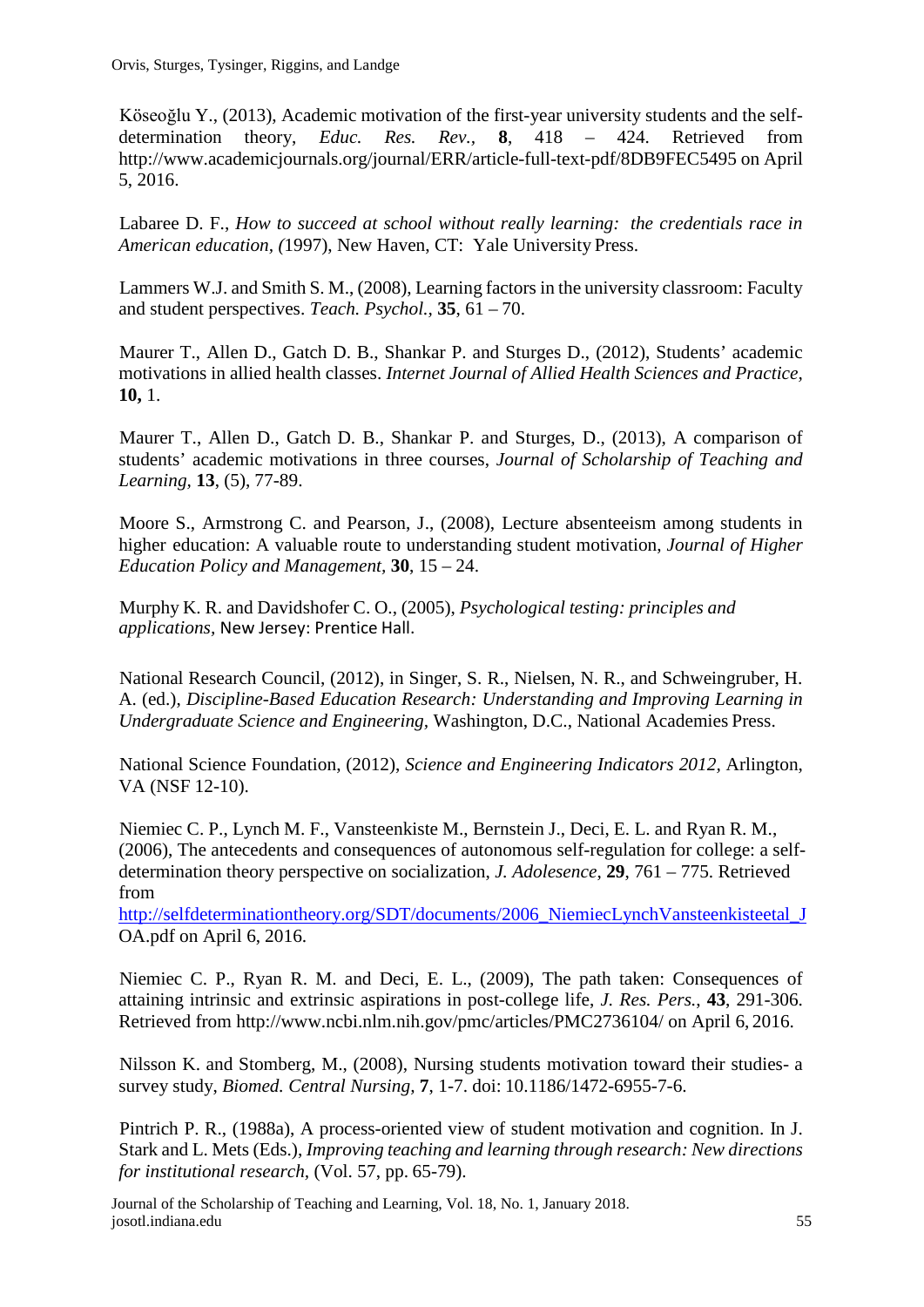Köseoğlu Y., (2013), Academic motivation of the first-year university students and the self-determination theory, *Educ. Res. Rev.*, **8**, 418 – 424. Retrieved from http://www.academicjournals.org/journal/ERR/article-full-text-pdf/8DB9FEC5495 on April 5, 2016.

Labaree D. F., *How to succeed at school without really learning: the credentials race in American education, (*1997), New Haven, CT: Yale University Press.

Lammers W.J. and Smith S. M., (2008), Learning factors in the university classroom: Faculty and student perspectives. *Teach. Psychol.*, **35**, 61 – 70.

Maurer T., Allen D., Gatch D. B., Shankar P. and Sturges D., (2012), Students' academic motivations in allied health classes. *Internet Journal of Allied Health Sciences and Practice,* **10,** 1.

Maurer T., Allen D., Gatch D. B., Shankar P. and Sturges, D., (2013), A comparison of students' academic motivations in three courses, *Journal of Scholarship of Teaching and Learning*, **13**, (5), 77-89.

Moore S., Armstrong C. and Pearson, J., (2008), Lecture absenteeism among students in higher education: A valuable route to understanding student motivation, *Journal of Higher Education Policy and Management*, **30**, 15 – 24.

Murphy K. R. and Davidshofer C. O., (2005), *Psychological testing: principles and applications*, New Jersey: Prentice Hall.

National Research Council, (2012), in Singer, S. R., Nielsen, N. R., and Schweingruber, H. A. (ed.), *Discipline-Based Education Research: Understanding and Improving Learning in Undergraduate Science and Engineering*, Washington, D.C., National Academies Press.

National Science Foundation, (2012), *Science and Engineering Indicators 2012*, Arlington, VA (NSF 12-10).

Niemiec C. P., Lynch M. F., Vansteenkiste M., Bernstein J., Deci, E. L. and Ryan R. M., (2006), The antecedents and consequences of autonomous self-regulation for college: a self-determination theory perspective on socialization, *J. Adolesence*, **29**, 761 – 775. Retrieved from http://selfdeterminationtheory.org/SDT/documents/2006_NiemiecLynchVansteenkisteetal_JOA.pdf on April 6, 2016.

Niemiec C. P., Ryan R. M. and Deci, E. L., (2009), The path taken: Consequences of attaining intrinsic and extrinsic aspirations in post-college life, *J. Res. Pers.*, **43**, 291-306. Retrieved from http://www.ncbi.nlm.nih.gov/pmc/articles/PMC2736104/ on April 6, 2016.

Nilsson K. and Stomberg, M., (2008), Nursing students motivation toward their studies- a survey study, *Biomed. Central Nursing*, **7**, 1-7. doi: 10.1186/1472-6955-7-6.

Pintrich P. R., (1988a), A process-oriented view of student motivation and cognition. In J. Stark and L. Mets (Eds.), *Improving teaching and learning through research: New directions for institutional research*, (Vol. 57, pp. 65-79).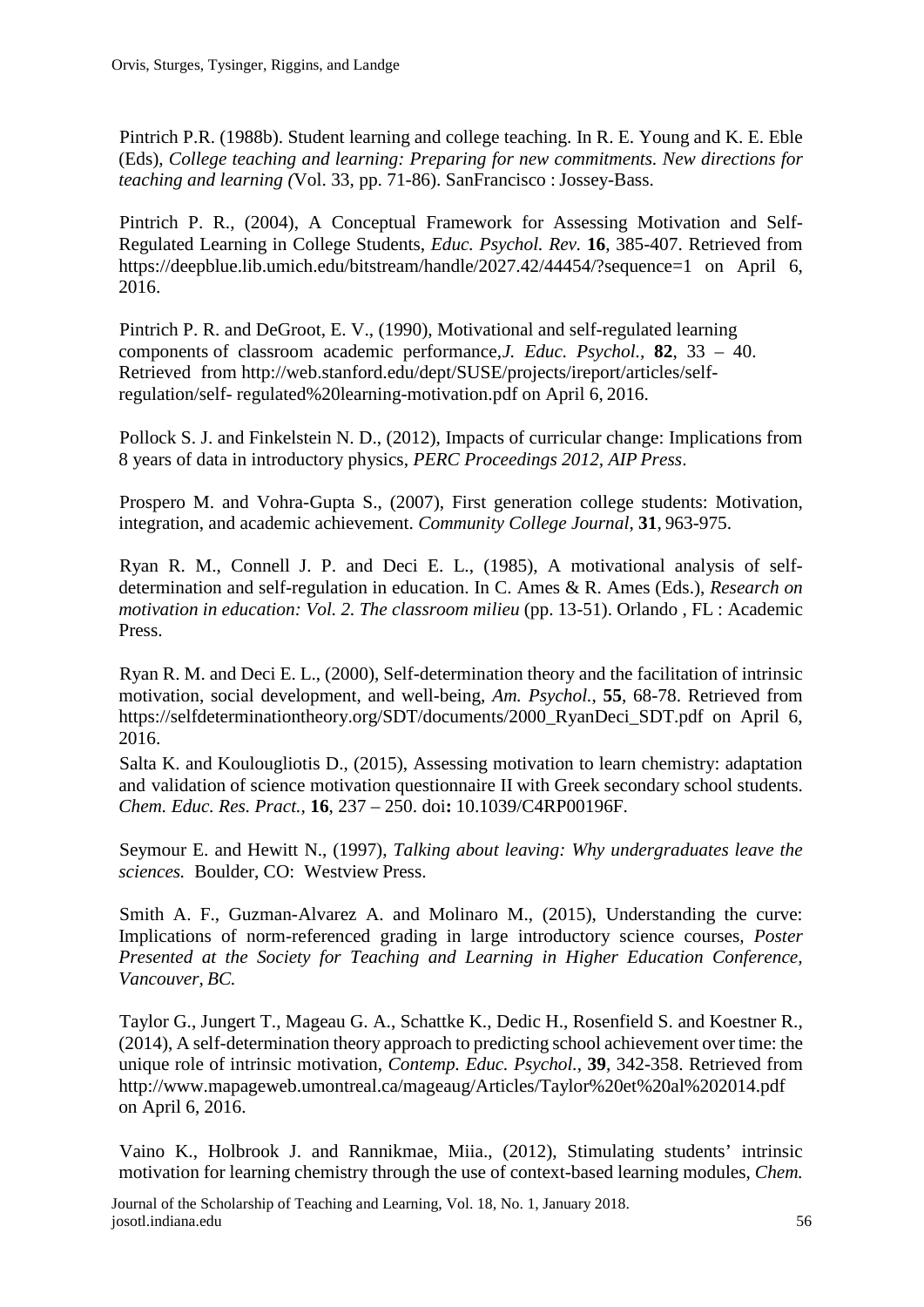Pintrich P.R. (1988b). Student learning and college teaching. In R. E. Young and K. E. Eble (Eds), *College teaching and learning: Preparing for new commitments. New directions for teaching and learning (*Vol. 33, pp. 71-86). SanFrancisco : Jossey-Bass.

Pintrich P. R., (2004), A Conceptual Framework for Assessing Motivation and Self-Regulated Learning in College Students, *Educ. Psychol. Rev.* **16**, 385-407. Retrieved from https://deepblue.lib.umich.edu/bitstream/handle/2027.42/44454/?sequence=1 on April 6, 2016.

Pintrich P. R. and DeGroot, E. V., (1990), Motivational and self-regulated learning components of classroom academic performance,*J. Educ. Psychol.*, **82**, 33 – 40. Retrieved from http://web.stanford.edu/dept/SUSE/projects/ireport/articles/self-regulation/self- regulated%20learning-motivation.pdf on April 6, 2016.

Pollock S. J. and Finkelstein N. D., (2012), Impacts of curricular change: Implications from 8 years of data in introductory physics, *PERC Proceedings 2012, AIP Press*.

Prospero M. and Vohra-Gupta S., (2007), First generation college students: Motivation, integration, and academic achievement. *Community College Journal*, **31**, 963-975.

Ryan R. M., Connell J. P. and Deci E. L., (1985), A motivational analysis of self-determination and self-regulation in education. In C. Ames & R. Ames (Eds.), *Research on motivation in education: Vol. 2. The classroom milieu* (pp. 13-51). Orlando , FL : Academic Press.

Ryan R. M. and Deci E. L., (2000), Self-determination theory and the facilitation of intrinsic motivation, social development, and well-being, *Am. Psychol.*, **55**, 68-78. Retrieved from https://selfdeterminationtheory.org/SDT/documents/2000_RyanDeci_SDT.pdf on April 6, 2016.

Salta K. and Koulougliotis D., (2015), Assessing motivation to learn chemistry: adaptation and validation of science motivation questionnaire II with Greek secondary school students. *Chem. Educ. Res. Pract.*, **16**, 237 – 250. doi**:** 10.1039/C4RP00196F.

Seymour E. and Hewitt N., (1997), *Talking about leaving: Why undergraduates leave the sciences.* Boulder, CO: Westview Press.

Smith A. F., Guzman-Alvarez A. and Molinaro M., (2015), Understanding the curve: Implications of norm-referenced grading in large introductory science courses, *Poster Presented at the Society for Teaching and Learning in Higher Education Conference, Vancouver, BC.*

Taylor G., Jungert T., Mageau G. A., Schattke K., Dedic H., Rosenfield S. and Koestner R., (2014), A self-determination theory approach to predicting school achievement over time: the unique role of intrinsic motivation, *Contemp. Educ. Psychol.*, **39**, 342-358. Retrieved from http://www.mapageweb.umontreal.ca/mageaug/Articles/Taylor%20et%20al%202014.pdf on April 6, 2016.

Vaino K., Holbrook J. and Rannikmae, Miia., (2012), Stimulating students' intrinsic motivation for learning chemistry through the use of context-based learning modules, *Chem.*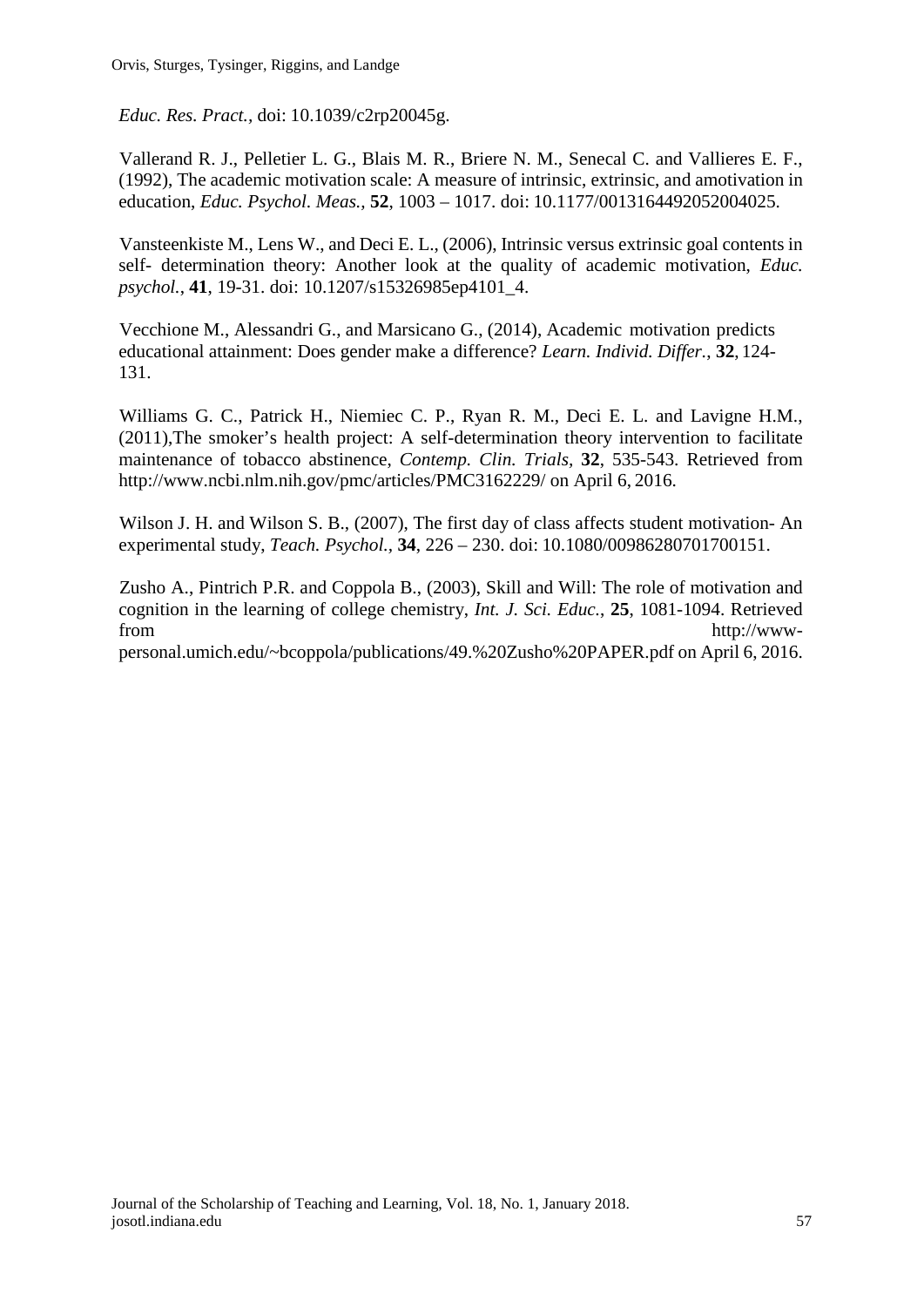*Educ. Res. Pract.*, doi: 10.1039/c2rp20045g.

Vallerand R. J., Pelletier L. G., Blais M. R., Briere N. M., Senecal C. and Vallieres E. F., (1992), The academic motivation scale: A measure of intrinsic, extrinsic, and amotivation in education, *Educ. Psychol. Meas.*, **52**, 1003 – 1017. doi: 10.1177/0013164492052004025.

Vansteenkiste M., Lens W., and Deci E. L., (2006), Intrinsic versus extrinsic goal contents in self- determination theory: Another look at the quality of academic motivation, *Educ. psychol.*, **41**, 19-31. doi: 10.1207/s15326985ep4101_4.

Vecchione M., Alessandri G., and Marsicano G., (2014), Academic motivation predicts educational attainment: Does gender make a difference? *Learn. Individ. Differ.*, **32**, 124-131.

Williams G. C., Patrick H., Niemiec C. P., Ryan R. M., Deci E. L. and Lavigne H.M., (2011),The smoker's health project: A self-determination theory intervention to facilitate maintenance of tobacco abstinence, *Contemp. Clin. Trials*, **32**, 535-543. Retrieved from http://www.ncbi.nlm.nih.gov/pmc/articles/PMC3162229/ on April 6, 2016.

Wilson J. H. and Wilson S. B., (2007), The first day of class affects student motivation- An experimental study, *Teach. Psychol.*, **34**, 226 – 230. doi: 10.1080/00986280701700151.

Zusho A., Pintrich P.R. and Coppola B., (2003), Skill and Will: The role of motivation and cognition in the learning of college chemistry, *Int. J. Sci. Educ.*, **25**, 1081-1094. Retrieved from http://www-personal.umich.edu/~bcoppola/publications/49.%20Zusho%20PAPER.pdf on April 6, 2016.